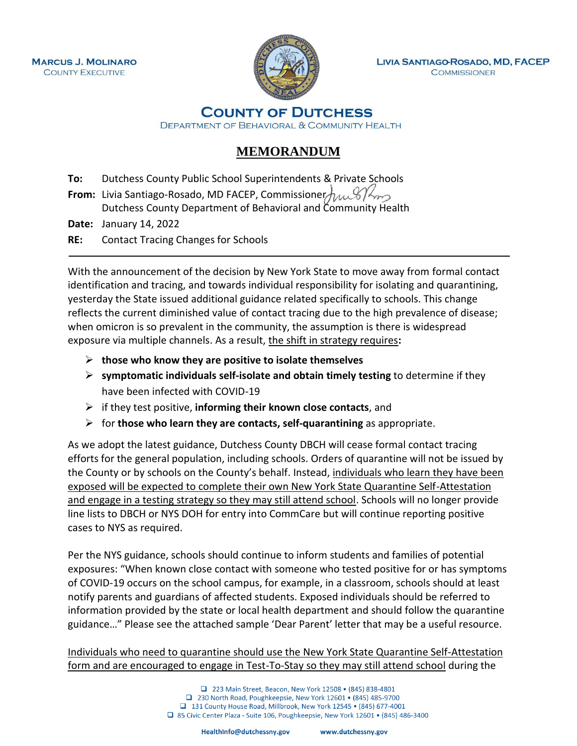**MARCUS J. MOLINARO**
COUNTY EXECUTIVE

**LIVIA SANTIAGO-ROSADO, MD, FACEP**
COMMISSIONER

**COUNTY OF DUTCHESS**
DEPARTMENT OF BEHAVIORAL & COMMUNITY HEALTH

# MEMORANDUM

**To:** Dutchess County Public School Superintendents & Private Schools

**From:** Livia Santiago-Rosado, MD FACEP, Commissioner
Dutchess County Department of Behavioral and Community Health

**Date:** January 14, 2022

**RE:** Contact Tracing Changes for Schools

---

With the announcement of the decision by New York State to move away from formal contact identification and tracing, and towards individual responsibility for isolating and quarantining, yesterday the State issued additional guidance related specifically to schools. This change reflects the current diminished value of contact tracing due to the high prevalence of disease; when omicron is so prevalent in the community, the assumption is there is widespread exposure via multiple channels. As a result, the shift in strategy requires**:**

- **those who know they are positive to isolate themselves**
- **symptomatic individuals self-isolate and obtain timely testing** to determine if they have been infected with COVID-19
- if they test positive, **informing their known close contacts**, and
- for **those who learn they are contacts, self-quarantining** as appropriate.

As we adopt the latest guidance, Dutchess County DBCH will cease formal contact tracing efforts for the general population, including schools. Orders of quarantine will not be issued by the County or by schools on the County's behalf. Instead, individuals who learn they have been exposed will be expected to complete their own New York State Quarantine Self-Attestation and engage in a testing strategy so they may still attend school. Schools will no longer provide line lists to DBCH or NYS DOH for entry into CommCare but will continue reporting positive cases to NYS as required.

Per the NYS guidance, schools should continue to inform students and families of potential exposures: "When known close contact with someone who tested positive for or has symptoms of COVID-19 occurs on the school campus, for example, in a classroom, schools should at least notify parents and guardians of affected students. Exposed individuals should be referred to information provided by the state or local health department and should follow the quarantine guidance…" Please see the attached sample 'Dear Parent' letter that may be a useful resource.

Individuals who need to quarantine should use the New York State Quarantine Self-Attestation form and are encouraged to engage in Test-To-Stay so they may still attend school during the

223 Main Street, Beacon, New York 12508 • (845) 838-4801
230 North Road, Poughkeepsie, New York 12601 • (845) 485-9700
131 County House Road, Millbrook, New York 12545 • (845) 677-4001
85 Civic Center Plaza - Suite 106, Poughkeepsie, New York 12601 • (845) 486-3400

HealthInfo@dutchessny.gov www.dutchessny.gov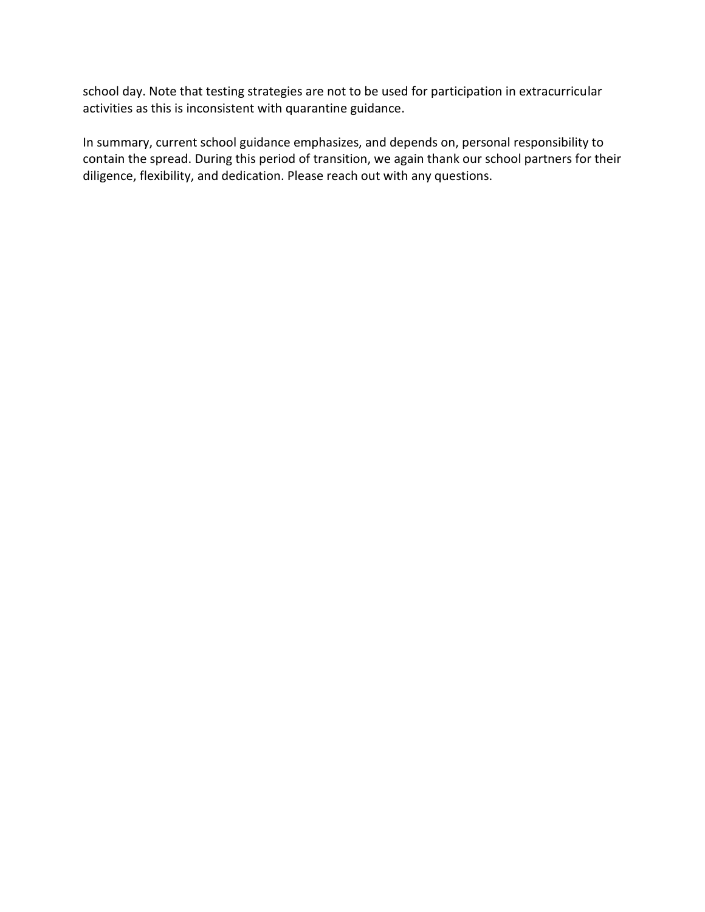school day. Note that testing strategies are not to be used for participation in extracurricular activities as this is inconsistent with quarantine guidance.

In summary, current school guidance emphasizes, and depends on, personal responsibility to contain the spread. During this period of transition, we again thank our school partners for their diligence, flexibility, and dedication. Please reach out with any questions.